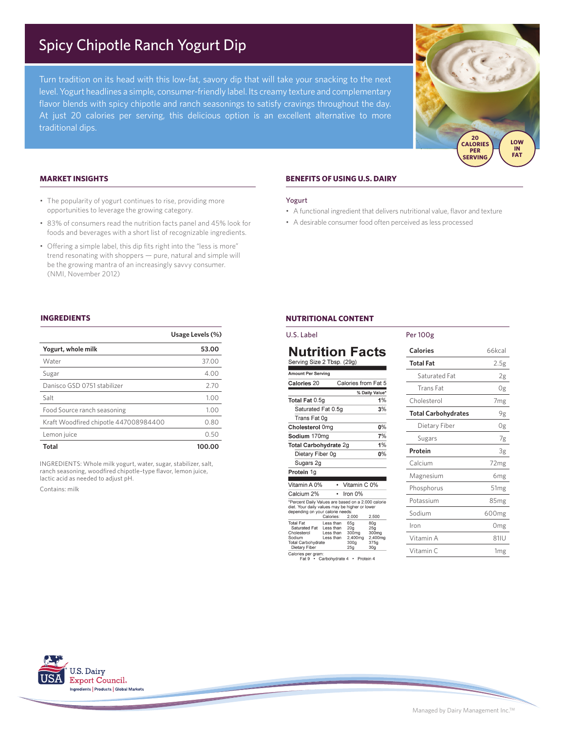# Spicy Chipotle Ranch Yogurt Dip

Turn tradition on its head with this low-fat, savory dip that will take your snacking to the next level. Yogurt headlines a simple, consumer-friendly label. Its creamy texture and complementary flavor blends with spicy chipotle and ranch seasonings to satisfy cravings throughout the day. At just 20 calories per serving, this delicious option is an excellent alternative to more traditional dips.

20 CALORIES PER SERVING

LOW IN FAT

## MARKET INSIGHTS

- The popularity of yogurt continues to rise, providing more opportunities to leverage the growing category.
- 83% of consumers read the nutrition facts panel and 45% look for foods and beverages with a short list of recognizable ingredients.
- Offering a simple label, this dip fits right into the "less is more" trend resonating with shoppers — pure, natural and simple will be the growing mantra of an increasingly savvy consumer. (NMI, November 2012)

## BENEFITS OF USING U.S. DAIRY

Yogurt

- A functional ingredient that delivers nutritional value, flavor and texture
- A desirable consumer food often perceived as less processed

## INGREDIENTS

| | Usage Levels (%) |
|---|---|
| **Yogurt, whole milk** | **53.00** |
| Water | 37.00 |
| Sugar | 4.00 |
| Danisco GSD 0751 stabilizer | 2.70 |
| Salt | 1.00 |
| Food Source ranch seasoning | 1.00 |
| Kraft Woodfired chipotle 447008984400 | 0.80 |
| Lemon juice | 0.50 |
| **Total** | **100.00** |

INGREDIENTS: Whole milk yogurt, water, sugar, stabilizer, salt, ranch seasoning, woodfired chipotle-type flavor, lemon juice, lactic acid as needed to adjust pH.

Contains: milk

## NUTRITIONAL CONTENT

U.S. Label

**Nutrition Facts**

Serving Size 2 Tbsp. (29g)

| Amount Per Serving | |
|---|---|
| **Calories** 20 | Calories from Fat 5 |
| | % Daily Value* |
| **Total Fat** 0.5g | **1%** |
| Saturated Fat 0.5g | **3%** |
| Trans Fat 0g | |
| **Cholesterol** 0mg | **0%** |
| **Sodium** 170mg | **7%** |
| **Total Carbohydrate** 2g | **1%** |
| Dietary Fiber 0g | **0%** |
| Sugars 2g | |
| **Protein** 1g | |
| Vitamin A 0% | Vitamin C 0% |
| Calcium 2% | Iron 0% |

*Percent Daily Values are based on a 2,000 calorie diet. Your daily values may be higher or lower depending on your calorie needs:

| | Calories: | 2,000 | 2,500 |
|---|---|---|---|
| Total Fat | Less than | 65g | 80g |
| Saturated Fat | Less than | 20g | 25g |
| Cholesterol | Less than | 300mg | 300mg |
| Sodium | Less than | 2,400mg | 2,400mg |
| Total Carbohydrate | | 300g | 375g |
| Dietary Fiber | | 25g | 30g |

Calories per gram:
Fat 9 • Carbohydrate 4 • Protein 4

Per 100g

| | |
|---|---|
| **Calories** | 66kcal |
| **Total Fat** | 2.5g |
| Saturated Fat | 2g |
| Trans Fat | 0g |
| Cholesterol | 7mg |
| **Total Carbohydrates** | 9g |
| Dietary Fiber | 0g |
| Sugars | 7g |
| **Protein** | 3g |
| Calcium | 72mg |
| Magnesium | 6mg |
| Phosphorus | 51mg |
| Potassium | 85mg |
| Sodium | 600mg |
| Iron | 0mg |
| Vitamin A | 81IU |
| Vitamin C | 1mg |

U.S. Dairy Export Council.
Ingredients | Products | Global Markets

Managed by Dairy Management Inc.™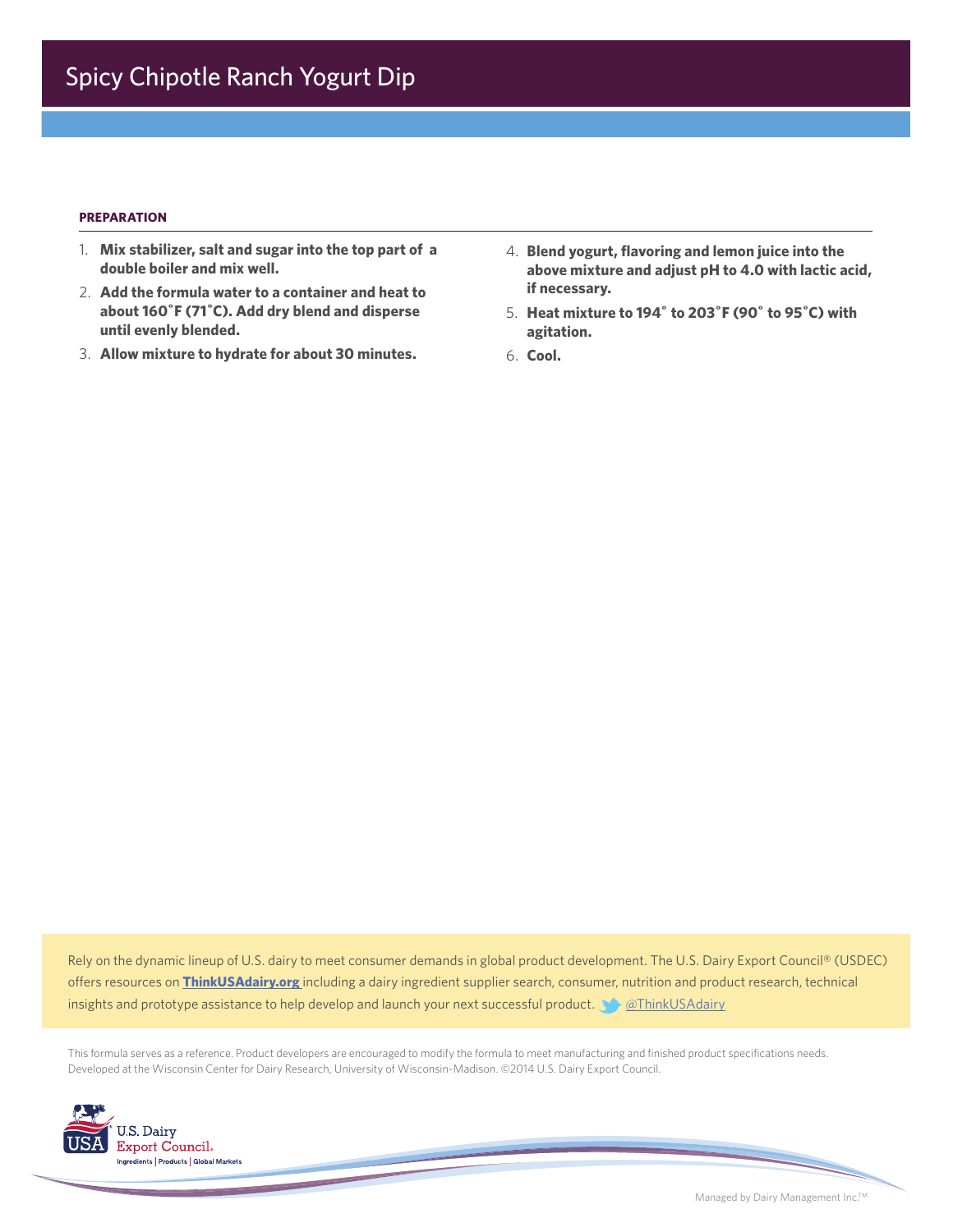# Spicy Chipotle Ranch Yogurt Dip

**PREPARATION**

1. **Mix stabilizer, salt and sugar into the top part of a double boiler and mix well.**
2. **Add the formula water to a container and heat to about 160˚F (71˚C). Add dry blend and disperse until evenly blended.**
3. **Allow mixture to hydrate for about 30 minutes.**
4. **Blend yogurt, flavoring and lemon juice into the above mixture and adjust pH to 4.0 with lactic acid, if necessary.**
5. **Heat mixture to 194˚ to 203˚F (90˚ to 95˚C) with agitation.**
6. **Cool.**

Rely on the dynamic lineup of U.S. dairy to meet consumer demands in global product development. The U.S. Dairy Export Council® (USDEC) offers resources on **ThinkUSAdairy.org** including a dairy ingredient supplier search, consumer, nutrition and product research, technical insights and prototype assistance to help develop and launch your next successful product. @ThinkUSAdairy

This formula serves as a reference. Product developers are encouraged to modify the formula to meet manufacturing and finished product specifications needs. Developed at the Wisconsin Center for Dairy Research, University of Wisconsin-Madison. ©2014 U.S. Dairy Export Council.

U.S. Dairy Export Council. Ingredients | Products | Global Markets

Managed by Dairy Management Inc.™